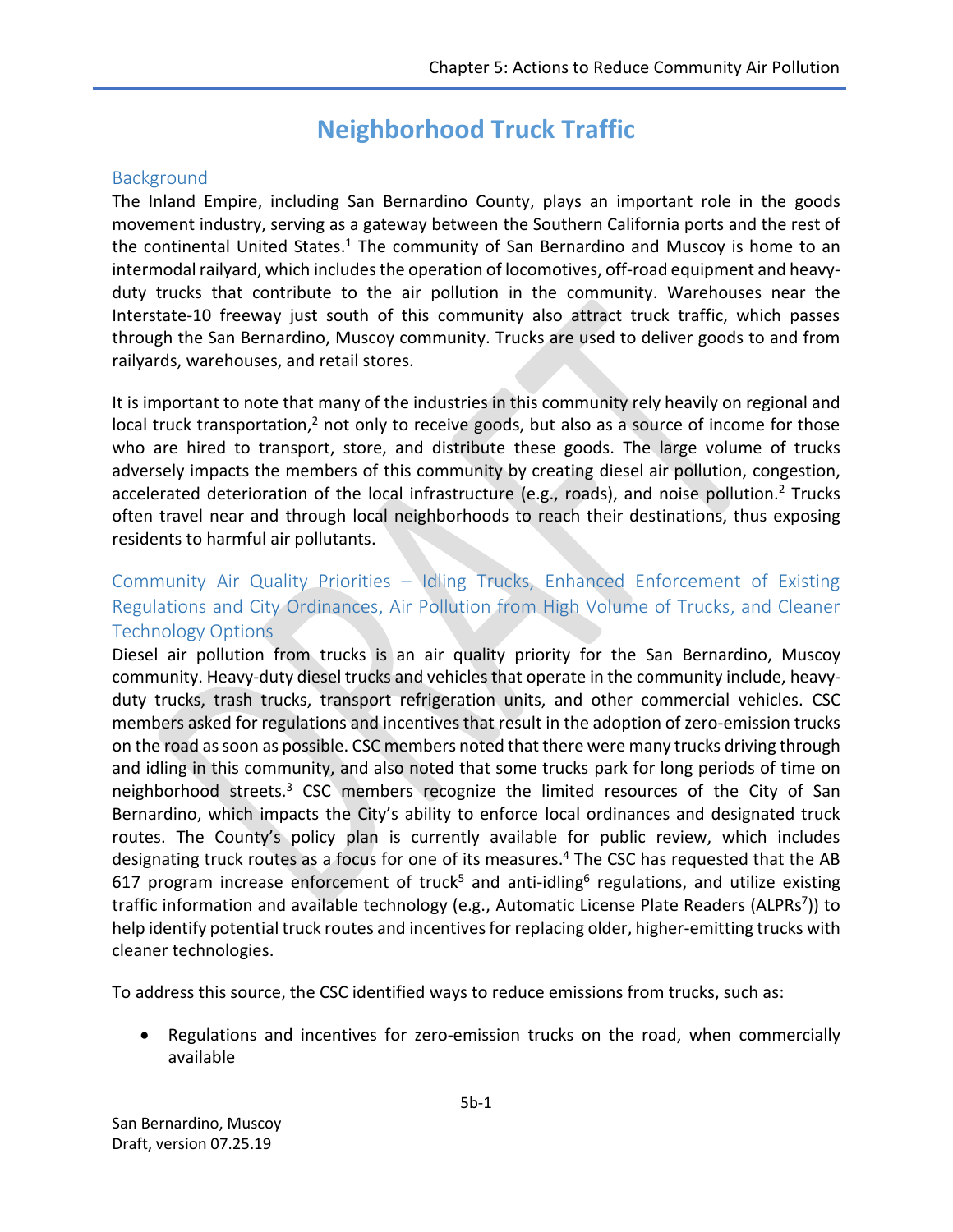# Neighborhood Truck Traffic

## Background

The Inland Empire, including San Bernardino County, plays an important role in the goods movement industry, serving as a gateway between the Southern California ports and the rest of the continental United States.[1] The community of San Bernardino and Muscoy is home to an intermodal railyard, which includes the operation of locomotives, off-road equipment and heavy-duty trucks that contribute to the air pollution in the community. Warehouses near the Interstate-10 freeway just south of this community also attract truck traffic, which passes through the San Bernardino, Muscoy community. Trucks are used to deliver goods to and from railyards, warehouses, and retail stores.

It is important to note that many of the industries in this community rely heavily on regional and local truck transportation,[2] not only to receive goods, but also as a source of income for those who are hired to transport, store, and distribute these goods. The large volume of trucks adversely impacts the members of this community by creating diesel air pollution, congestion, accelerated deterioration of the local infrastructure (e.g., roads), and noise pollution.[2] Trucks often travel near and through local neighborhoods to reach their destinations, thus exposing residents to harmful air pollutants.

## Community Air Quality Priorities – Idling Trucks, Enhanced Enforcement of Existing Regulations and City Ordinances, Air Pollution from High Volume of Trucks, and Cleaner Technology Options

Diesel air pollution from trucks is an air quality priority for the San Bernardino, Muscoy community. Heavy-duty diesel trucks and vehicles that operate in the community include, heavy-duty trucks, trash trucks, transport refrigeration units, and other commercial vehicles. CSC members asked for regulations and incentives that result in the adoption of zero-emission trucks on the road as soon as possible. CSC members noted that there were many trucks driving through and idling in this community, and also noted that some trucks park for long periods of time on neighborhood streets.[3] CSC members recognize the limited resources of the City of San Bernardino, which impacts the City's ability to enforce local ordinances and designated truck routes. The County's policy plan is currently available for public review, which includes designating truck routes as a focus for one of its measures.[4] The CSC has requested that the AB 617 program increase enforcement of truck[5] and anti-idling[6] regulations, and utilize existing traffic information and available technology (e.g., Automatic License Plate Readers (ALPRs[7])) to help identify potential truck routes and incentives for replacing older, higher-emitting trucks with cleaner technologies.

To address this source, the CSC identified ways to reduce emissions from trucks, such as:

- Regulations and incentives for zero-emission trucks on the road, when commercially available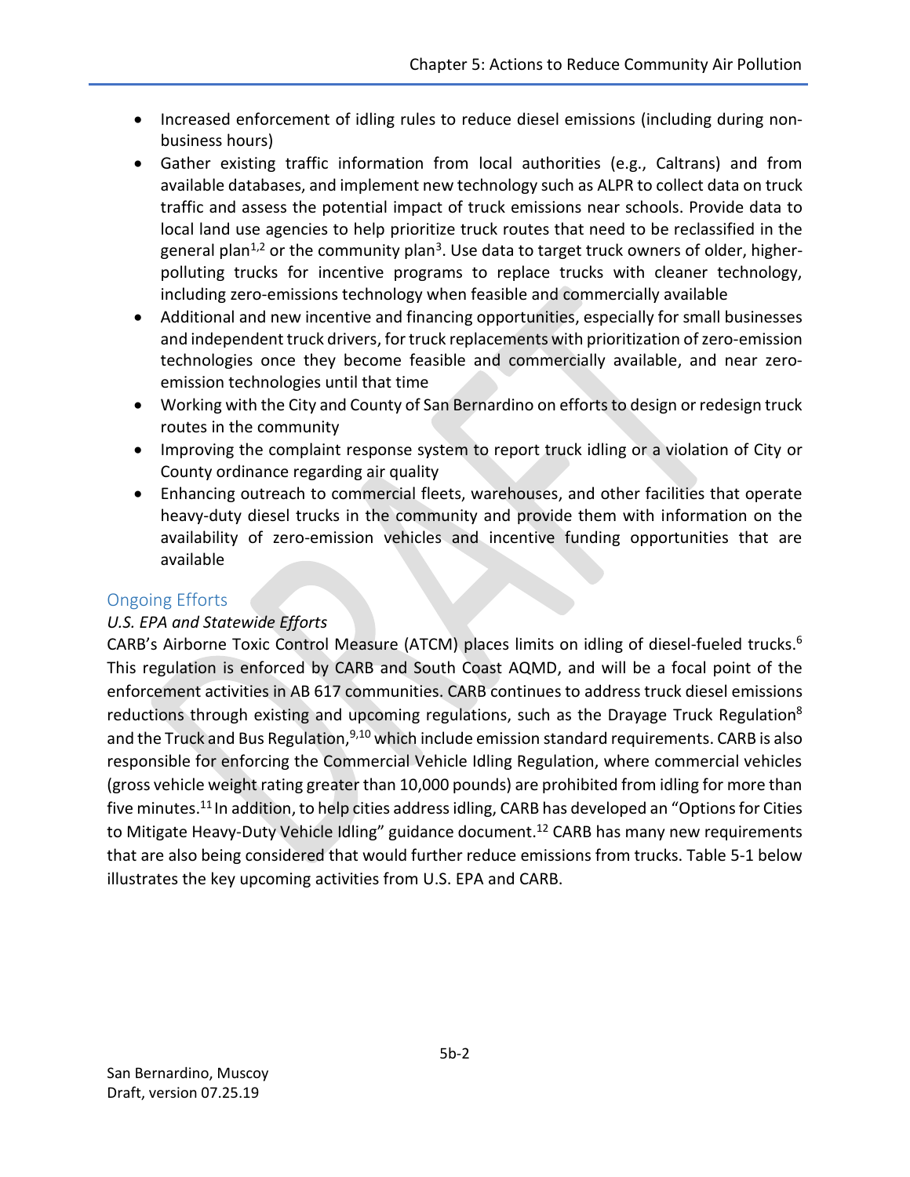- Increased enforcement of idling rules to reduce diesel emissions (including during non-business hours)
- Gather existing traffic information from local authorities (e.g., Caltrans) and from available databases, and implement new technology such as ALPR to collect data on truck traffic and assess the potential impact of truck emissions near schools. Provide data to local land use agencies to help prioritize truck routes that need to be reclassified in the general plan[1,2] or the community plan[3]. Use data to target truck owners of older, higher-polluting trucks for incentive programs to replace trucks with cleaner technology, including zero-emissions technology when feasible and commercially available
- Additional and new incentive and financing opportunities, especially for small businesses and independent truck drivers, for truck replacements with prioritization of zero-emission technologies once they become feasible and commercially available, and near zero-emission technologies until that time
- Working with the City and County of San Bernardino on efforts to design or redesign truck routes in the community
- Improving the complaint response system to report truck idling or a violation of City or County ordinance regarding air quality
- Enhancing outreach to commercial fleets, warehouses, and other facilities that operate heavy-duty diesel trucks in the community and provide them with information on the availability of zero-emission vehicles and incentive funding opportunities that are available

## Ongoing Efforts

### *U.S. EPA and Statewide Efforts*

CARB's Airborne Toxic Control Measure (ATCM) places limits on idling of diesel-fueled trucks.[6] This regulation is enforced by CARB and South Coast AQMD, and will be a focal point of the enforcement activities in AB 617 communities. CARB continues to address truck diesel emissions reductions through existing and upcoming regulations, such as the Drayage Truck Regulation[8] and the Truck and Bus Regulation,[9,10] which include emission standard requirements. CARB is also responsible for enforcing the Commercial Vehicle Idling Regulation, where commercial vehicles (gross vehicle weight rating greater than 10,000 pounds) are prohibited from idling for more than five minutes.[11] In addition, to help cities address idling, CARB has developed an "Options for Cities to Mitigate Heavy-Duty Vehicle Idling" guidance document.[12] CARB has many new requirements that are also being considered that would further reduce emissions from trucks. Table 5-1 below illustrates the key upcoming activities from U.S. EPA and CARB.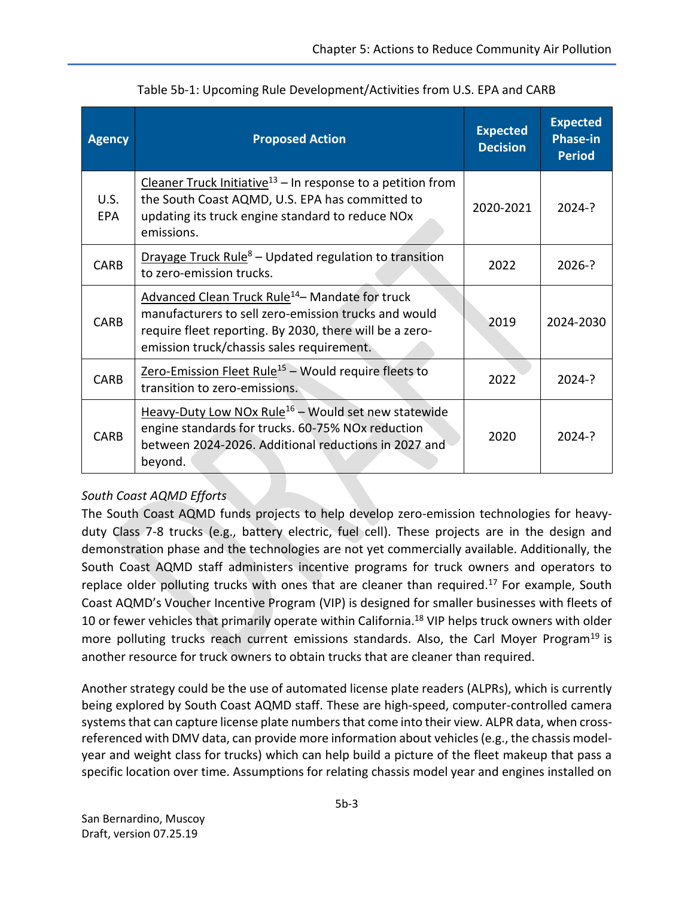Table 5b-1: Upcoming Rule Development/Activities from U.S. EPA and CARB

| Agency | Proposed Action | Expected Decision | Expected Phase-in Period |
|---|---|---|---|
| U.S. EPA | Cleaner Truck Initiative[13] – In response to a petition from the South Coast AQMD, U.S. EPA has committed to updating its truck engine standard to reduce NOx emissions. | 2020-2021 | 2024-? |
| CARB | Drayage Truck Rule[8] – Updated regulation to transition to zero-emission trucks. | 2022 | 2026-? |
| CARB | Advanced Clean Truck Rule[14]– Mandate for truck manufacturers to sell zero-emission trucks and would require fleet reporting. By 2030, there will be a zero-emission truck/chassis sales requirement. | 2019 | 2024-2030 |
| CARB | Zero-Emission Fleet Rule[15] – Would require fleets to transition to zero-emissions. | 2022 | 2024-? |
| CARB | Heavy-Duty Low NOx Rule[16] – Would set new statewide engine standards for trucks. 60-75% NOx reduction between 2024-2026. Additional reductions in 2027 and beyond. | 2020 | 2024-? |

*South Coast AQMD Efforts*

The South Coast AQMD funds projects to help develop zero-emission technologies for heavy-duty Class 7-8 trucks (e.g., battery electric, fuel cell). These projects are in the design and demonstration phase and the technologies are not yet commercially available. Additionally, the South Coast AQMD staff administers incentive programs for truck owners and operators to replace older polluting trucks with ones that are cleaner than required.[17] For example, South Coast AQMD's Voucher Incentive Program (VIP) is designed for smaller businesses with fleets of 10 or fewer vehicles that primarily operate within California.[18] VIP helps truck owners with older more polluting trucks reach current emissions standards. Also, the Carl Moyer Program[19] is another resource for truck owners to obtain trucks that are cleaner than required.

Another strategy could be the use of automated license plate readers (ALPRs), which is currently being explored by South Coast AQMD staff. These are high-speed, computer-controlled camera systems that can capture license plate numbers that come into their view. ALPR data, when cross-referenced with DMV data, can provide more information about vehicles (e.g., the chassis model-year and weight class for trucks) which can help build a picture of the fleet makeup that pass a specific location over time. Assumptions for relating chassis model year and engines installed on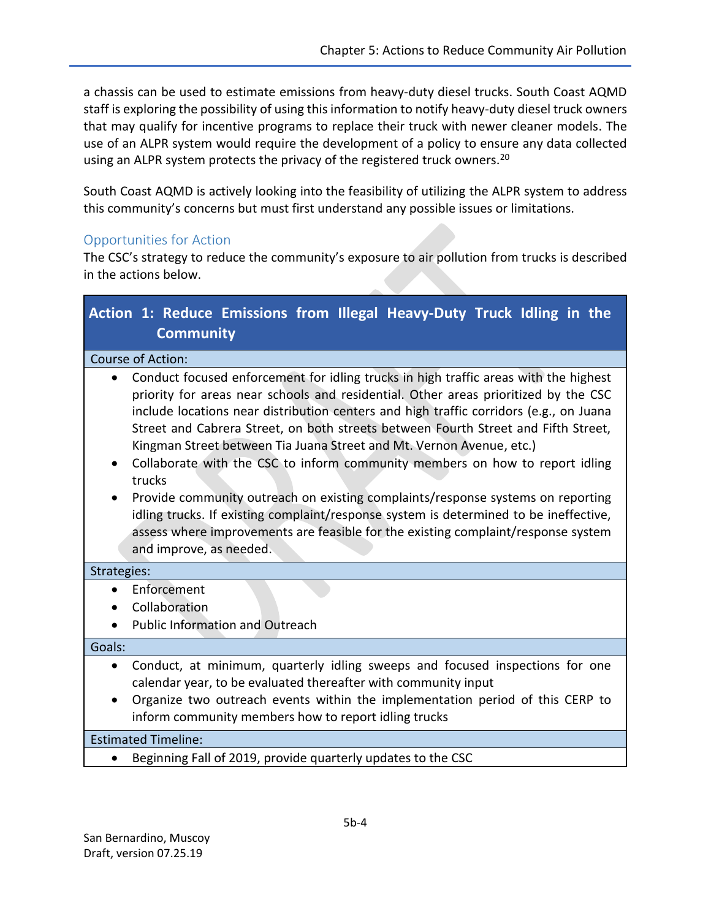a chassis can be used to estimate emissions from heavy-duty diesel trucks. South Coast AQMD staff is exploring the possibility of using this information to notify heavy-duty diesel truck owners that may qualify for incentive programs to replace their truck with newer cleaner models. The use of an ALPR system would require the development of a policy to ensure any data collected using an ALPR system protects the privacy of the registered truck owners.[20]

South Coast AQMD is actively looking into the feasibility of utilizing the ALPR system to address this community's concerns but must first understand any possible issues or limitations.

### Opportunities for Action

The CSC's strategy to reduce the community's exposure to air pollution from trucks is described in the actions below.

| **Action 1: Reduce Emissions from Illegal Heavy-Duty Truck Idling in the Community** |
|---|
| Course of Action: |
| • Conduct focused enforcement for idling trucks in high traffic areas with the highest priority for areas near schools and residential. Other areas prioritized by the CSC include locations near distribution centers and high traffic corridors (e.g., on Juana Street and Cabrera Street, on both streets between Fourth Street and Fifth Street, Kingman Street between Tia Juana Street and Mt. Vernon Avenue, etc.)<br>• Collaborate with the CSC to inform community members on how to report idling trucks<br>• Provide community outreach on existing complaints/response systems on reporting idling trucks. If existing complaint/response system is determined to be ineffective, assess where improvements are feasible for the existing complaint/response system and improve, as needed. |
| Strategies: |
| • Enforcement<br>• Collaboration<br>• Public Information and Outreach |
| Goals: |
| • Conduct, at minimum, quarterly idling sweeps and focused inspections for one calendar year, to be evaluated thereafter with community input<br>• Organize two outreach events within the implementation period of this CERP to inform community members how to report idling trucks |
| Estimated Timeline: |
| • Beginning Fall of 2019, provide quarterly updates to the CSC |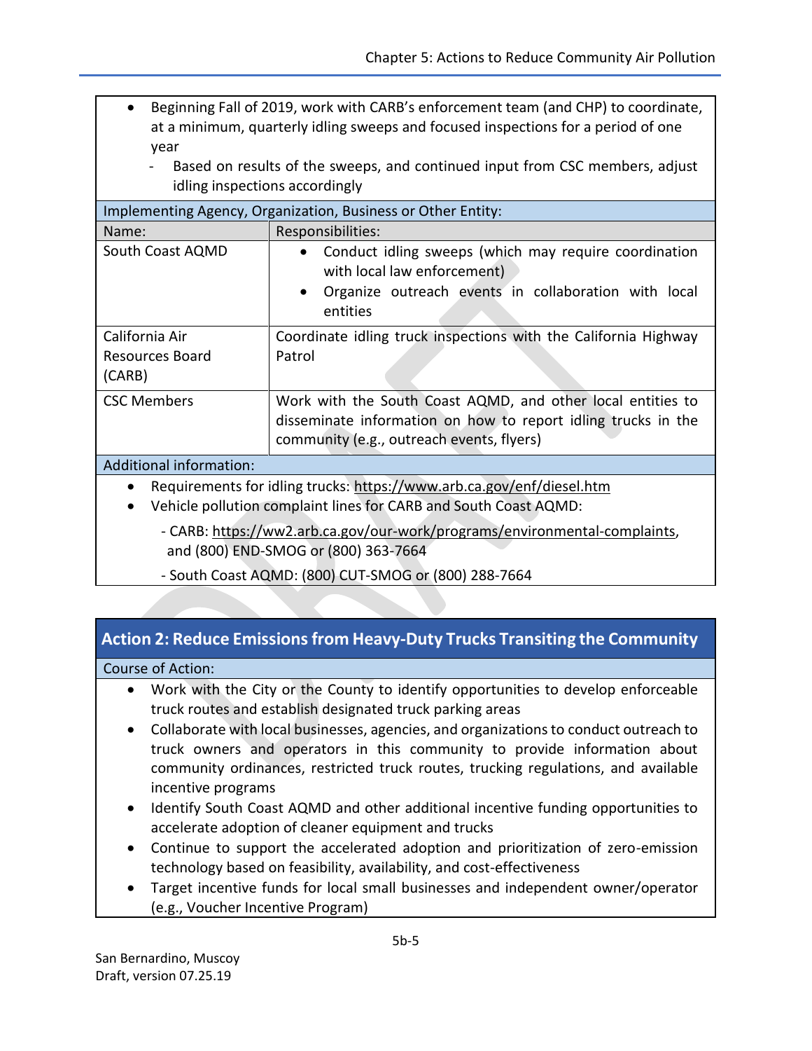- Beginning Fall of 2019, work with CARB's enforcement team (and CHP) to coordinate, at a minimum, quarterly idling sweeps and focused inspections for a period of one year
  - Based on results of the sweeps, and continued input from CSC members, adjust idling inspections accordingly

**Implementing Agency, Organization, Business or Other Entity:**

| Name: | Responsibilities: |
|---|---|
| South Coast AQMD | • Conduct idling sweeps (which may require coordination with local law enforcement)<br>• Organize outreach events in collaboration with local entities |
| California Air Resources Board (CARB) | Coordinate idling truck inspections with the California Highway Patrol |
| CSC Members | Work with the South Coast AQMD, and other local entities to disseminate information on how to report idling trucks in the community (e.g., outreach events, flyers) |

**Additional information:**

- Requirements for idling trucks: https://www.arb.ca.gov/enf/diesel.htm
- Vehicle pollution complaint lines for CARB and South Coast AQMD:
  - CARB: https://ww2.arb.ca.gov/our-work/programs/environmental-complaints, and (800) END-SMOG or (800) 363-7664
  - South Coast AQMD: (800) CUT-SMOG or (800) 288-7664

## Action 2: Reduce Emissions from Heavy-Duty Trucks Transiting the Community

**Course of Action:**

- Work with the City or the County to identify opportunities to develop enforceable truck routes and establish designated truck parking areas
- Collaborate with local businesses, agencies, and organizations to conduct outreach to truck owners and operators in this community to provide information about community ordinances, restricted truck routes, trucking regulations, and available incentive programs
- Identify South Coast AQMD and other additional incentive funding opportunities to accelerate adoption of cleaner equipment and trucks
- Continue to support the accelerated adoption and prioritization of zero-emission technology based on feasibility, availability, and cost-effectiveness
- Target incentive funds for local small businesses and independent owner/operator (e.g., Voucher Incentive Program)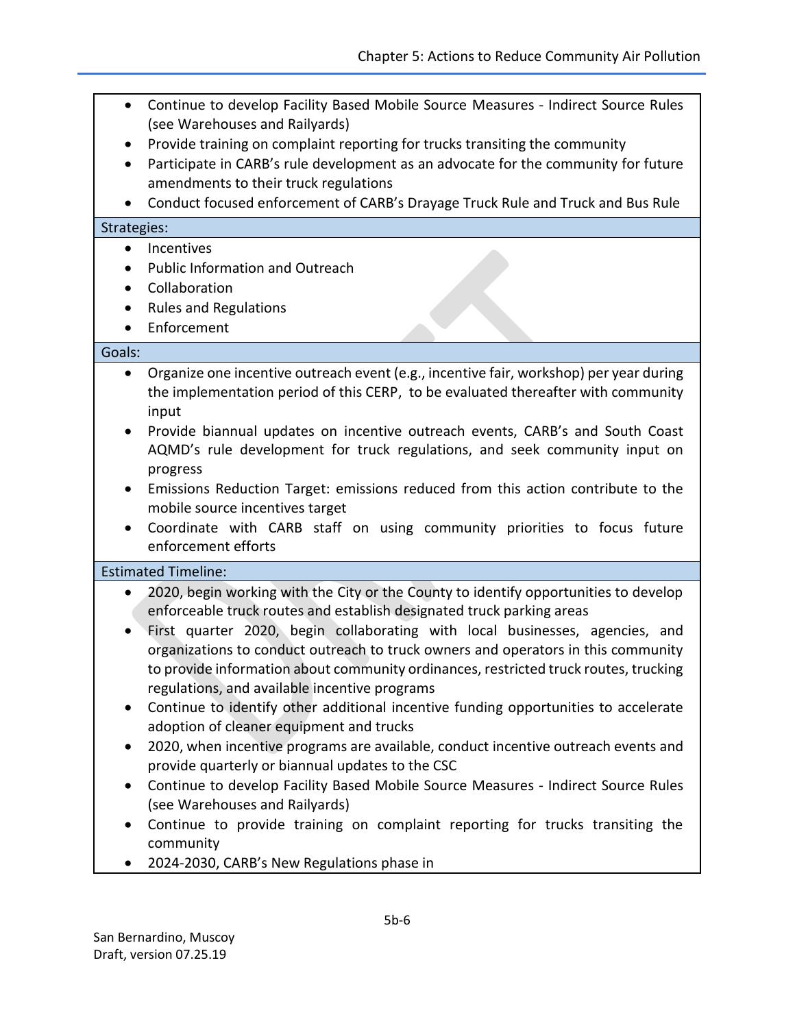- Continue to develop Facility Based Mobile Source Measures - Indirect Source Rules (see Warehouses and Railyards)
- Provide training on complaint reporting for trucks transiting the community
- Participate in CARB's rule development as an advocate for the community for future amendments to their truck regulations
- Conduct focused enforcement of CARB's Drayage Truck Rule and Truck and Bus Rule

**Strategies:**

- Incentives
- Public Information and Outreach
- Collaboration
- Rules and Regulations
- Enforcement

**Goals:**

- Organize one incentive outreach event (e.g., incentive fair, workshop) per year during the implementation period of this CERP, to be evaluated thereafter with community input
- Provide biannual updates on incentive outreach events, CARB's and South Coast AQMD's rule development for truck regulations, and seek community input on progress
- Emissions Reduction Target: emissions reduced from this action contribute to the mobile source incentives target
- Coordinate with CARB staff on using community priorities to focus future enforcement efforts

**Estimated Timeline:**

- 2020, begin working with the City or the County to identify opportunities to develop enforceable truck routes and establish designated truck parking areas
- First quarter 2020, begin collaborating with local businesses, agencies, and organizations to conduct outreach to truck owners and operators in this community to provide information about community ordinances, restricted truck routes, trucking regulations, and available incentive programs
- Continue to identify other additional incentive funding opportunities to accelerate adoption of cleaner equipment and trucks
- 2020, when incentive programs are available, conduct incentive outreach events and provide quarterly or biannual updates to the CSC
- Continue to develop Facility Based Mobile Source Measures - Indirect Source Rules (see Warehouses and Railyards)
- Continue to provide training on complaint reporting for trucks transiting the community
- 2024-2030, CARB's New Regulations phase in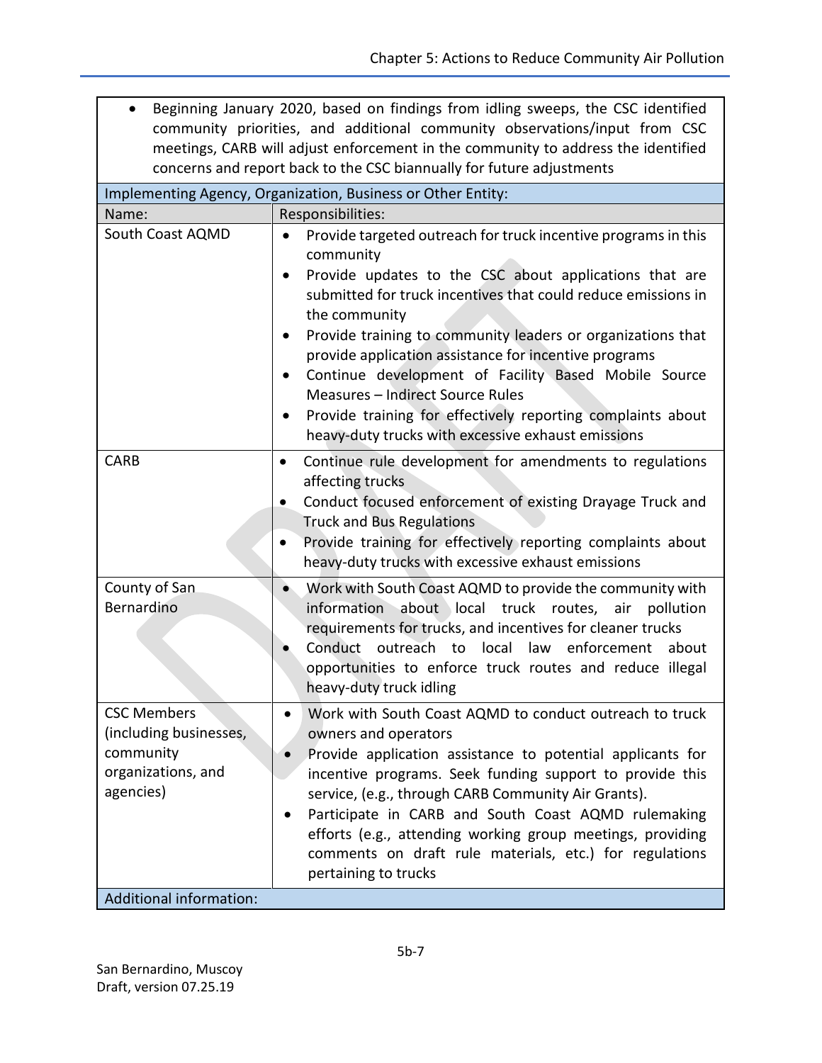- Beginning January 2020, based on findings from idling sweeps, the CSC identified community priorities, and additional community observations/input from CSC meetings, CARB will adjust enforcement in the community to address the identified concerns and report back to the CSC biannually for future adjustments

| Implementing Agency, Organization, Business or Other Entity: | |
|---|---|
| **Name:** | **Responsibilities:** |
| South Coast AQMD | • Provide targeted outreach for truck incentive programs in this community<br>• Provide updates to the CSC about applications that are submitted for truck incentives that could reduce emissions in the community<br>• Provide training to community leaders or organizations that provide application assistance for incentive programs<br>• Continue development of Facility Based Mobile Source Measures – Indirect Source Rules<br>• Provide training for effectively reporting complaints about heavy-duty trucks with excessive exhaust emissions |
| CARB | • Continue rule development for amendments to regulations affecting trucks<br>• Conduct focused enforcement of existing Drayage Truck and Truck and Bus Regulations<br>• Provide training for effectively reporting complaints about heavy-duty trucks with excessive exhaust emissions |
| County of San Bernardino | • Work with South Coast AQMD to provide the community with information about local truck routes, air pollution requirements for trucks, and incentives for cleaner trucks<br>• Conduct outreach to local law enforcement about opportunities to enforce truck routes and reduce illegal heavy-duty truck idling |
| CSC Members (including businesses, community organizations, and agencies) | • Work with South Coast AQMD to conduct outreach to truck owners and operators<br>• Provide application assistance to potential applicants for incentive programs. Seek funding support to provide this service, (e.g., through CARB Community Air Grants).<br>• Participate in CARB and South Coast AQMD rulemaking efforts (e.g., attending working group meetings, providing comments on draft rule materials, etc.) for regulations pertaining to trucks |
| Additional information: | |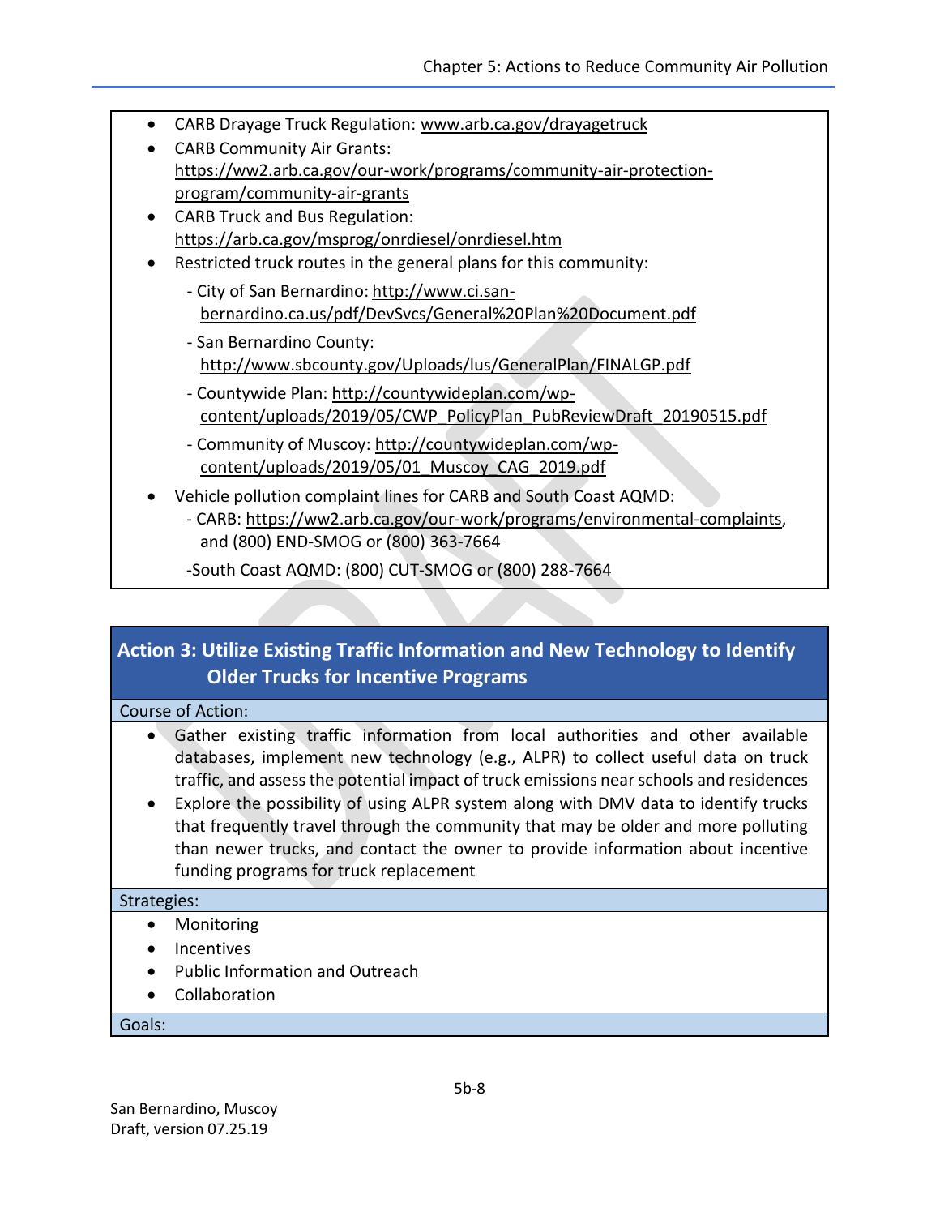- CARB Drayage Truck Regulation: www.arb.ca.gov/drayagetruck
- CARB Community Air Grants: https://ww2.arb.ca.gov/our-work/programs/community-air-protection-program/community-air-grants
- CARB Truck and Bus Regulation: https://arb.ca.gov/msprog/onrdiesel/onrdiesel.htm
- Restricted truck routes in the general plans for this community:
  - City of San Bernardino: http://www.ci.san-bernardino.ca.us/pdf/DevSvcs/General%20Plan%20Document.pdf
  - San Bernardino County: http://www.sbcounty.gov/Uploads/lus/GeneralPlan/FINALGP.pdf
  - Countywide Plan: http://countywideplan.com/wp-content/uploads/2019/05/CWP_PolicyPlan_PubReviewDraft_20190515.pdf
  - Community of Muscoy: http://countywideplan.com/wp-content/uploads/2019/05/01_Muscoy_CAG_2019.pdf
- Vehicle pollution complaint lines for CARB and South Coast AQMD:
  - CARB: https://ww2.arb.ca.gov/our-work/programs/environmental-complaints, and (800) END-SMOG or (800) 363-7664
  - South Coast AQMD: (800) CUT-SMOG or (800) 288-7664

## Action 3: Utilize Existing Traffic Information and New Technology to Identify Older Trucks for Incentive Programs

**Course of Action:**

- Gather existing traffic information from local authorities and other available databases, implement new technology (e.g., ALPR) to collect useful data on truck traffic, and assess the potential impact of truck emissions near schools and residences
- Explore the possibility of using ALPR system along with DMV data to identify trucks that frequently travel through the community that may be older and more polluting than newer trucks, and contact the owner to provide information about incentive funding programs for truck replacement

**Strategies:**

- Monitoring
- Incentives
- Public Information and Outreach
- Collaboration

**Goals:**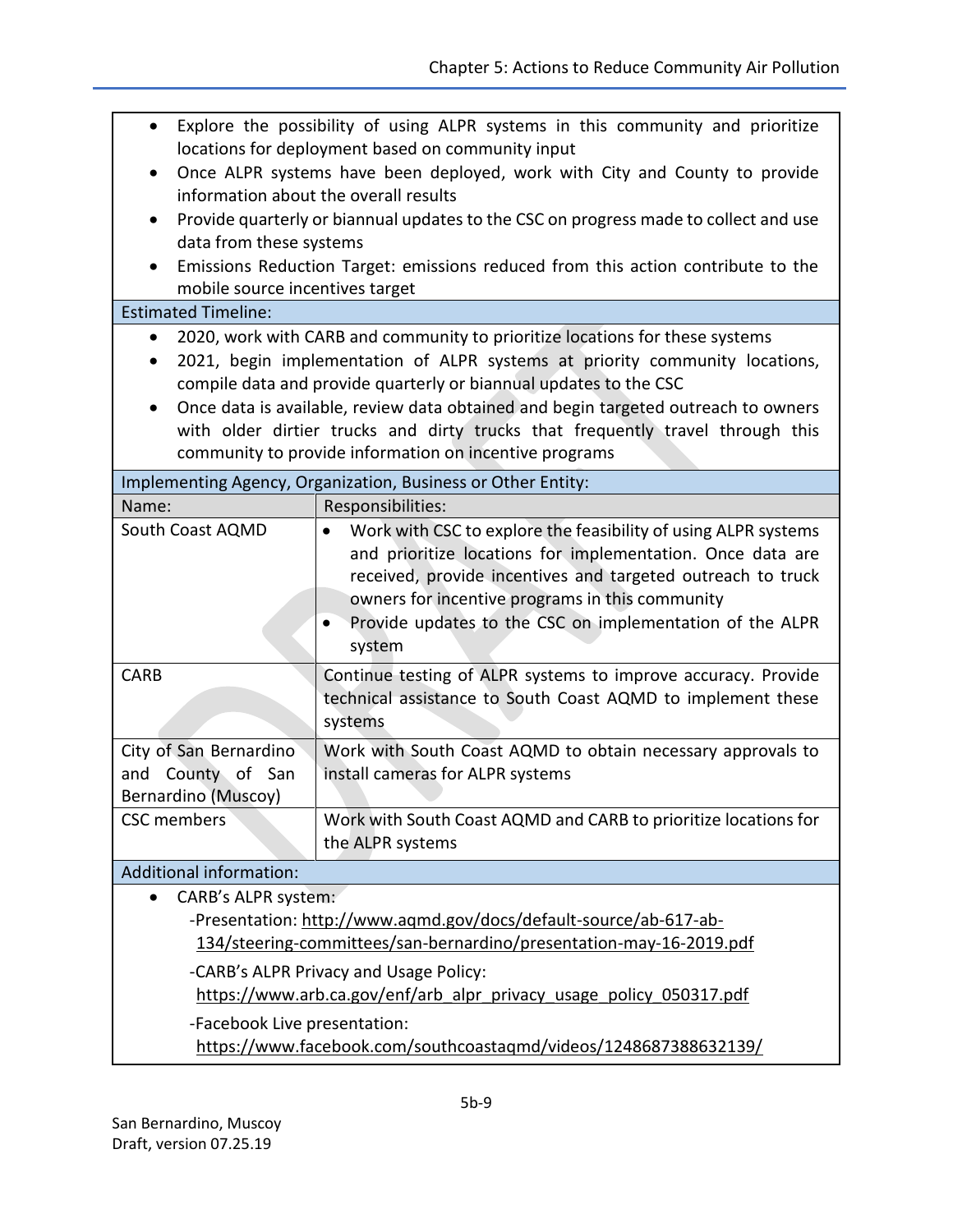- Explore the possibility of using ALPR systems in this community and prioritize locations for deployment based on community input
- Once ALPR systems have been deployed, work with City and County to provide information about the overall results
- Provide quarterly or biannual updates to the CSC on progress made to collect and use data from these systems
- Emissions Reduction Target: emissions reduced from this action contribute to the mobile source incentives target

**Estimated Timeline:**

- 2020, work with CARB and community to prioritize locations for these systems
- 2021, begin implementation of ALPR systems at priority community locations, compile data and provide quarterly or biannual updates to the CSC
- Once data is available, review data obtained and begin targeted outreach to owners with older dirtier trucks and dirty trucks that frequently travel through this community to provide information on incentive programs

**Implementing Agency, Organization, Business or Other Entity:**

| Name: | Responsibilities: |
|---|---|
| South Coast AQMD | • Work with CSC to explore the feasibility of using ALPR systems and prioritize locations for implementation. Once data are received, provide incentives and targeted outreach to truck owners for incentive programs in this community<br>• Provide updates to the CSC on implementation of the ALPR system |
| CARB | Continue testing of ALPR systems to improve accuracy. Provide technical assistance to South Coast AQMD to implement these systems |
| City of San Bernardino and County of San Bernardino (Muscoy) | Work with South Coast AQMD to obtain necessary approvals to install cameras for ALPR systems |
| CSC members | Work with South Coast AQMD and CARB to prioritize locations for the ALPR systems |

**Additional information:**

- CARB's ALPR system:
  - -Presentation: http://www.aqmd.gov/docs/default-source/ab-617-ab-134/steering-committees/san-bernardino/presentation-may-16-2019.pdf
  - -CARB's ALPR Privacy and Usage Policy: https://www.arb.ca.gov/enf/arb_alpr_privacy_usage_policy_050317.pdf
  - -Facebook Live presentation: https://www.facebook.com/southcoastaqmd/videos/1248687388632139/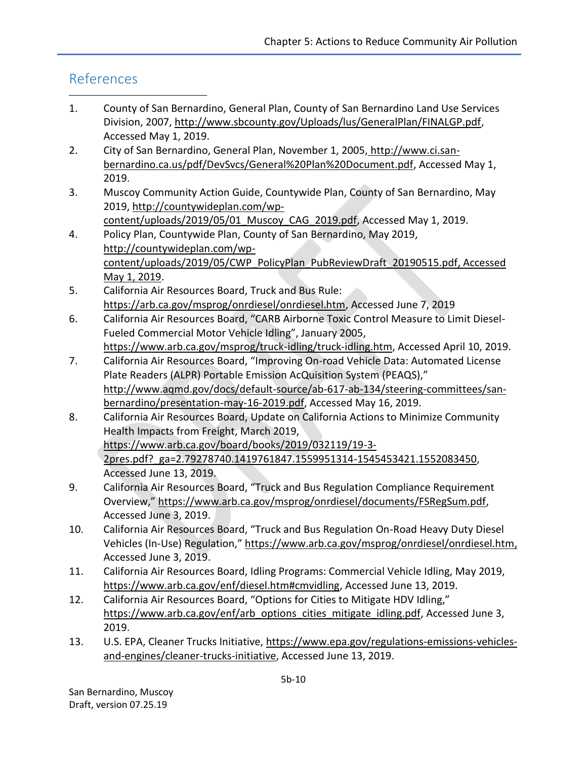## References

1. County of San Bernardino, General Plan, County of San Bernardino Land Use Services Division, 2007, http://www.sbcounty.gov/Uploads/lus/GeneralPlan/FINALGP.pdf, Accessed May 1, 2019.
2. City of San Bernardino, General Plan, November 1, 2005, http://www.ci.san-bernardino.ca.us/pdf/DevSvcs/General%20Plan%20Document.pdf, Accessed May 1, 2019.
3. Muscoy Community Action Guide, Countywide Plan, County of San Bernardino, May 2019, http://countywideplan.com/wp-content/uploads/2019/05/01_Muscoy_CAG_2019.pdf, Accessed May 1, 2019.
4. Policy Plan, Countywide Plan, County of San Bernardino, May 2019, http://countywideplan.com/wp-content/uploads/2019/05/CWP_PolicyPlan_PubReviewDraft_20190515.pdf, Accessed May 1, 2019.
5. California Air Resources Board, Truck and Bus Rule: https://arb.ca.gov/msprog/onrdiesel/onrdiesel.htm, Accessed June 7, 2019
6. California Air Resources Board, "CARB Airborne Toxic Control Measure to Limit Diesel-Fueled Commercial Motor Vehicle Idling", January 2005, https://www.arb.ca.gov/msprog/truck-idling/truck-idling.htm, Accessed April 10, 2019.
7. California Air Resources Board, "Improving On-road Vehicle Data: Automated License Plate Readers (ALPR) Portable Emission AcQuisition System (PEAQS)," http://www.aqmd.gov/docs/default-source/ab-617-ab-134/steering-committees/san-bernardino/presentation-may-16-2019.pdf, Accessed May 16, 2019.
8. California Air Resources Board, Update on California Actions to Minimize Community Health Impacts from Freight, March 2019, https://www.arb.ca.gov/board/books/2019/032119/19-3-2pres.pdf?_ga=2.79278740.1419761847.1559951314-1545453421.1552083450, Accessed June 13, 2019.
9. California Air Resources Board, "Truck and Bus Regulation Compliance Requirement Overview," https://www.arb.ca.gov/msprog/onrdiesel/documents/FSRegSum.pdf, Accessed June 3, 2019.
10. California Air Resources Board, "Truck and Bus Regulation On-Road Heavy Duty Diesel Vehicles (In-Use) Regulation," https://www.arb.ca.gov/msprog/onrdiesel/onrdiesel.htm, Accessed June 3, 2019.
11. California Air Resources Board, Idling Programs: Commercial Vehicle Idling, May 2019, https://www.arb.ca.gov/enf/diesel.htm#cmvidling, Accessed June 13, 2019.
12. California Air Resources Board, "Options for Cities to Mitigate HDV Idling," https://www.arb.ca.gov/enf/arb_options_cities_mitigate_idling.pdf, Accessed June 3, 2019.
13. U.S. EPA, Cleaner Trucks Initiative, https://www.epa.gov/regulations-emissions-vehicles-and-engines/cleaner-trucks-initiative, Accessed June 13, 2019.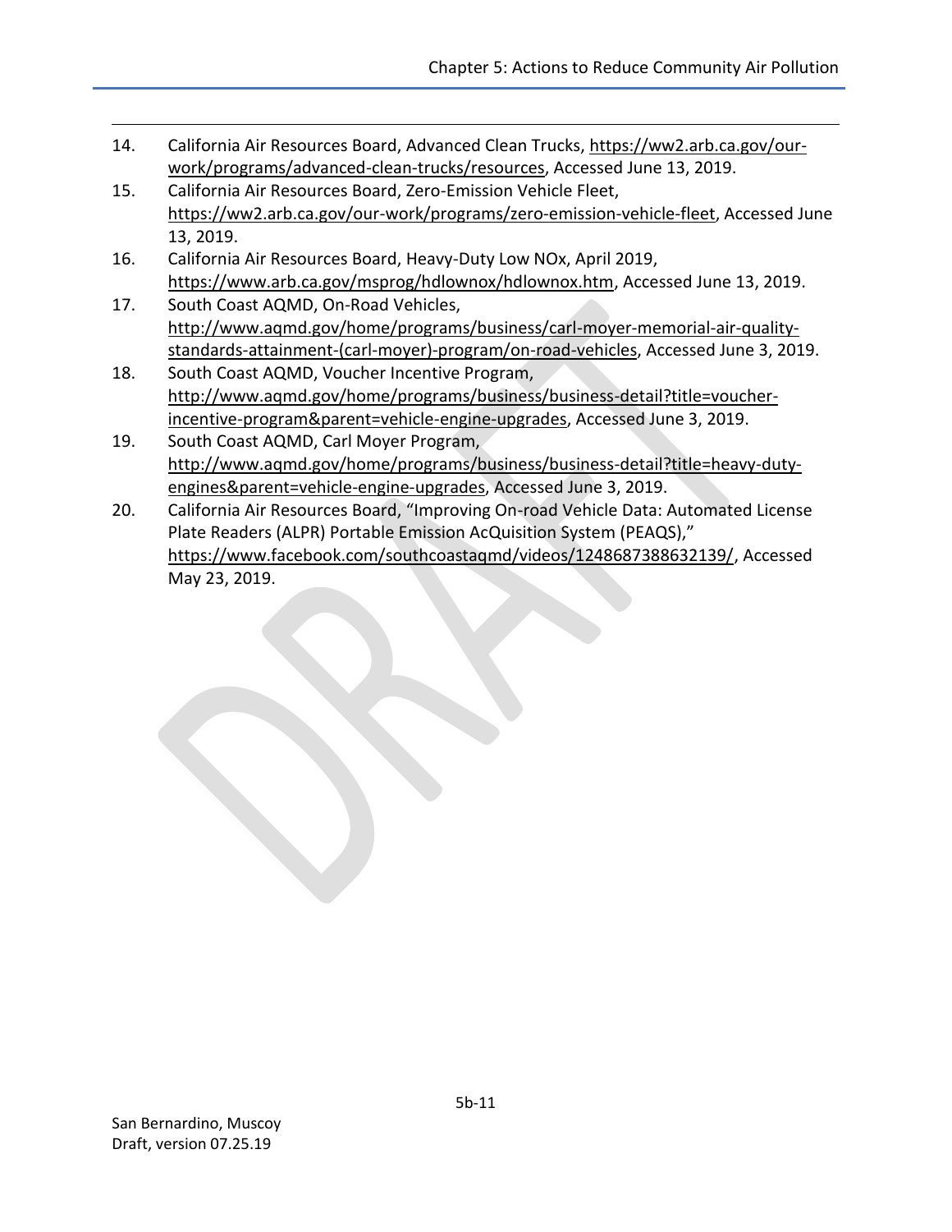14. California Air Resources Board, Advanced Clean Trucks, https://ww2.arb.ca.gov/our-work/programs/advanced-clean-trucks/resources, Accessed June 13, 2019.
15. California Air Resources Board, Zero-Emission Vehicle Fleet, https://ww2.arb.ca.gov/our-work/programs/zero-emission-vehicle-fleet, Accessed June 13, 2019.
16. California Air Resources Board, Heavy-Duty Low NOx, April 2019, https://www.arb.ca.gov/msprog/hdlownox/hdlownox.htm, Accessed June 13, 2019.
17. South Coast AQMD, On-Road Vehicles, http://www.aqmd.gov/home/programs/business/carl-moyer-memorial-air-quality-standards-attainment-(carl-moyer)-program/on-road-vehicles, Accessed June 3, 2019.
18. South Coast AQMD, Voucher Incentive Program, http://www.aqmd.gov/home/programs/business/business-detail?title=voucher-incentive-program&parent=vehicle-engine-upgrades, Accessed June 3, 2019.
19. South Coast AQMD, Carl Moyer Program, http://www.aqmd.gov/home/programs/business/business-detail?title=heavy-duty-engines&parent=vehicle-engine-upgrades, Accessed June 3, 2019.
20. California Air Resources Board, "Improving On-road Vehicle Data: Automated License Plate Readers (ALPR) Portable Emission AcQuisition System (PEAQS)," https://www.facebook.com/southcoastaqmd/videos/1248687388632139/, Accessed May 23, 2019.